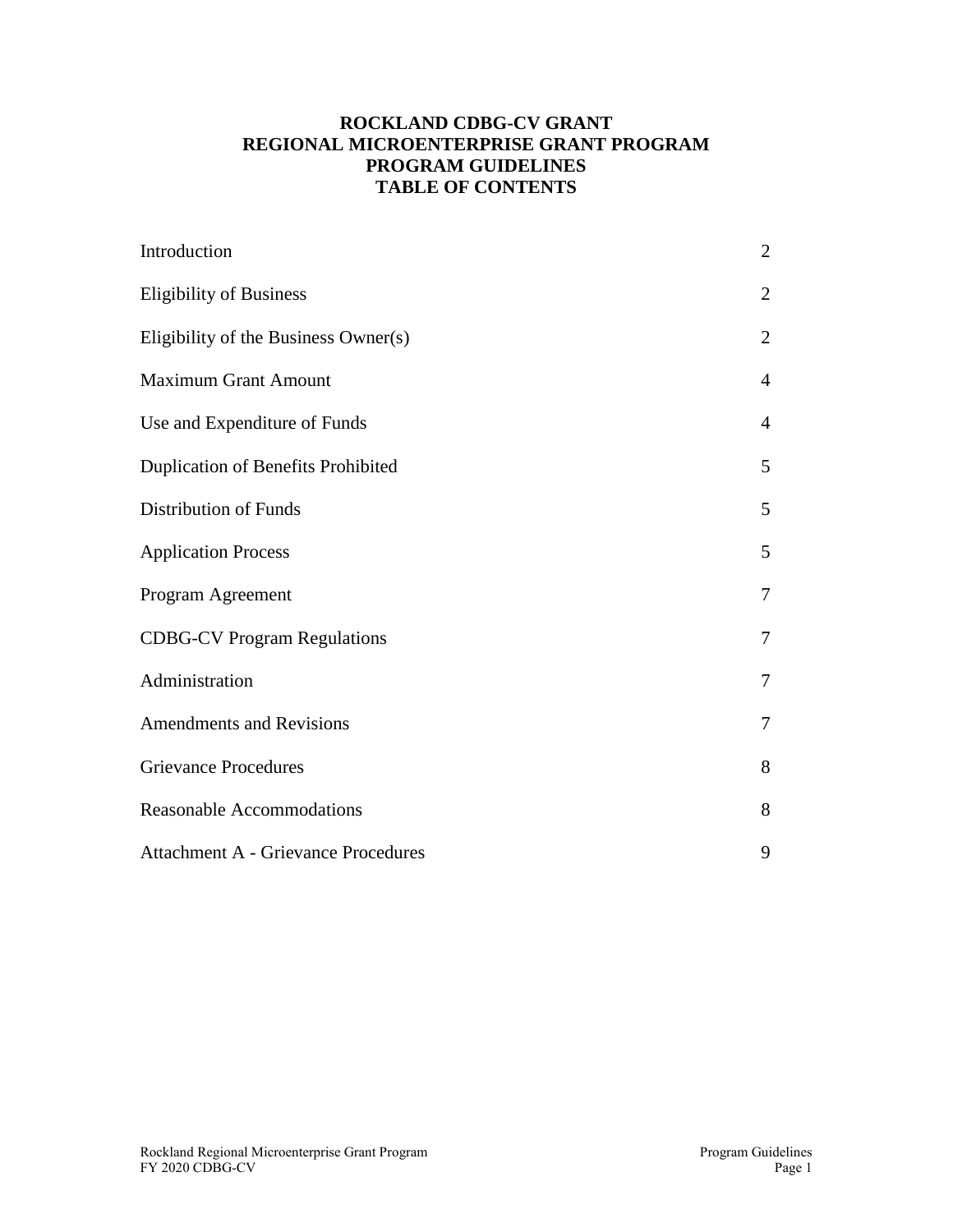# ROCKLAND CDBG-CV GRANT
# REGIONAL MICROENTERPRISE GRANT PROGRAM
# PROGRAM GUIDELINES
# TABLE OF CONTENTS

| | |
|---|---|
| Introduction | 2 |
| Eligibility of Business | 2 |
| Eligibility of the Business Owner(s) | 2 |
| Maximum Grant Amount | 4 |
| Use and Expenditure of Funds | 4 |
| Duplication of Benefits Prohibited | 5 |
| Distribution of Funds | 5 |
| Application Process | 5 |
| Program Agreement | 7 |
| CDBG-CV Program Regulations | 7 |
| Administration | 7 |
| Amendments and Revisions | 7 |
| Grievance Procedures | 8 |
| Reasonable Accommodations | 8 |
| Attachment A - Grievance Procedures | 9 |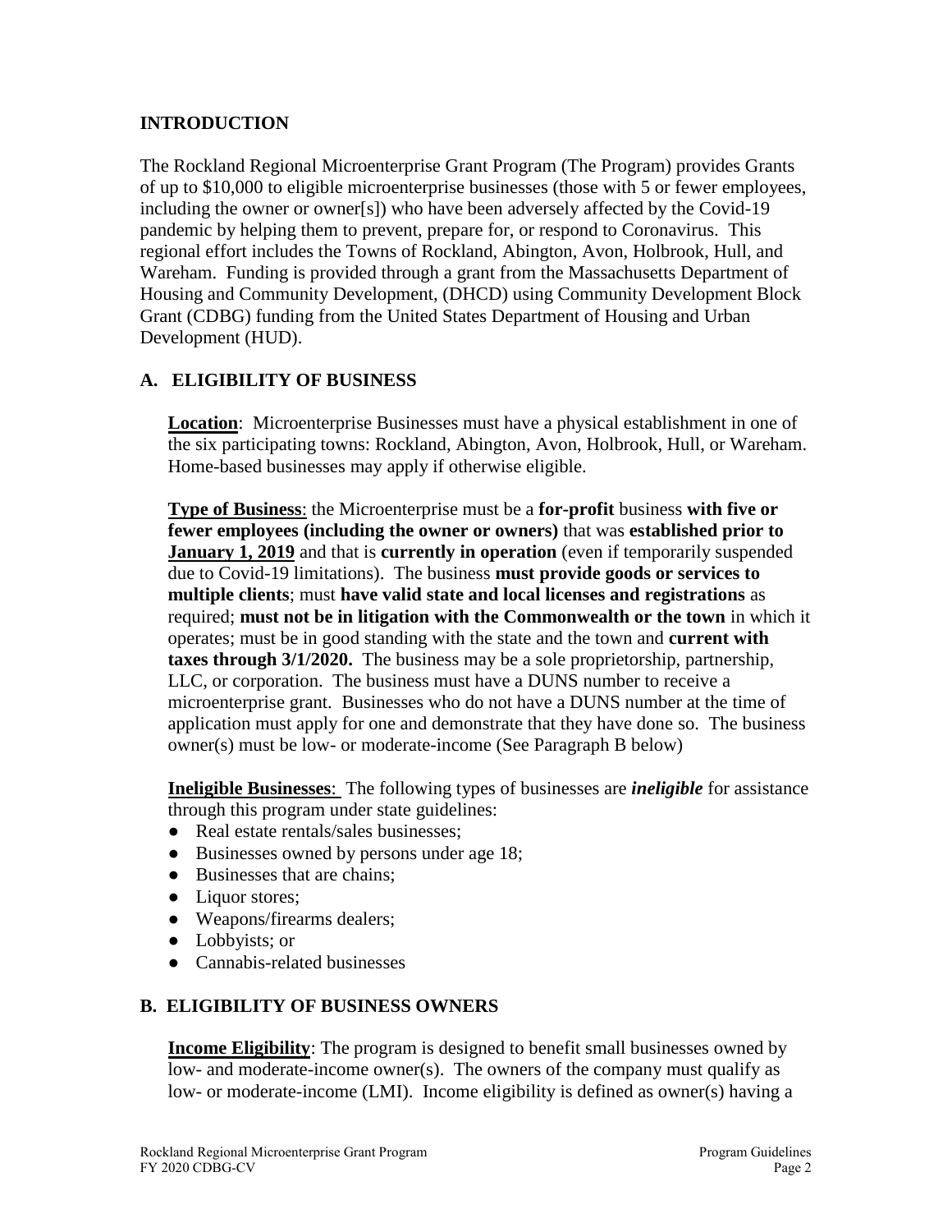## INTRODUCTION

The Rockland Regional Microenterprise Grant Program (The Program) provides Grants of up to $10,000 to eligible microenterprise businesses (those with 5 or fewer employees, including the owner or owner[s]) who have been adversely affected by the Covid-19 pandemic by helping them to prevent, prepare for, or respond to Coronavirus. This regional effort includes the Towns of Rockland, Abington, Avon, Holbrook, Hull, and Wareham. Funding is provided through a grant from the Massachusetts Department of Housing and Community Development, (DHCD) using Community Development Block Grant (CDBG) funding from the United States Department of Housing and Urban Development (HUD).

## A. ELIGIBILITY OF BUSINESS

**Location**: Microenterprise Businesses must have a physical establishment in one of the six participating towns: Rockland, Abington, Avon, Holbrook, Hull, or Wareham. Home-based businesses may apply if otherwise eligible.

**Type of Business**: the Microenterprise must be a **for-profit** business **with five or fewer employees (including the owner or owners)** that was **established prior to January 1, 2019** and that is **currently in operation** (even if temporarily suspended due to Covid-19 limitations). The business **must provide goods or services to multiple clients**; must **have valid state and local licenses and registrations** as required; **must not be in litigation with the Commonwealth or the town** in which it operates; must be in good standing with the state and the town and **current with taxes through 3/1/2020.** The business may be a sole proprietorship, partnership, LLC, or corporation. The business must have a DUNS number to receive a microenterprise grant. Businesses who do not have a DUNS number at the time of application must apply for one and demonstrate that they have done so. The business owner(s) must be low- or moderate-income (See Paragraph B below)

**Ineligible Businesses**: The following types of businesses are ***ineligible*** for assistance through this program under state guidelines:

- Real estate rentals/sales businesses;
- Businesses owned by persons under age 18;
- Businesses that are chains;
- Liquor stores;
- Weapons/firearms dealers;
- Lobbyists; or
- Cannabis-related businesses

## B. ELIGIBILITY OF BUSINESS OWNERS

**Income Eligibility**: The program is designed to benefit small businesses owned by low- and moderate-income owner(s). The owners of the company must qualify as low- or moderate-income (LMI). Income eligibility is defined as owner(s) having a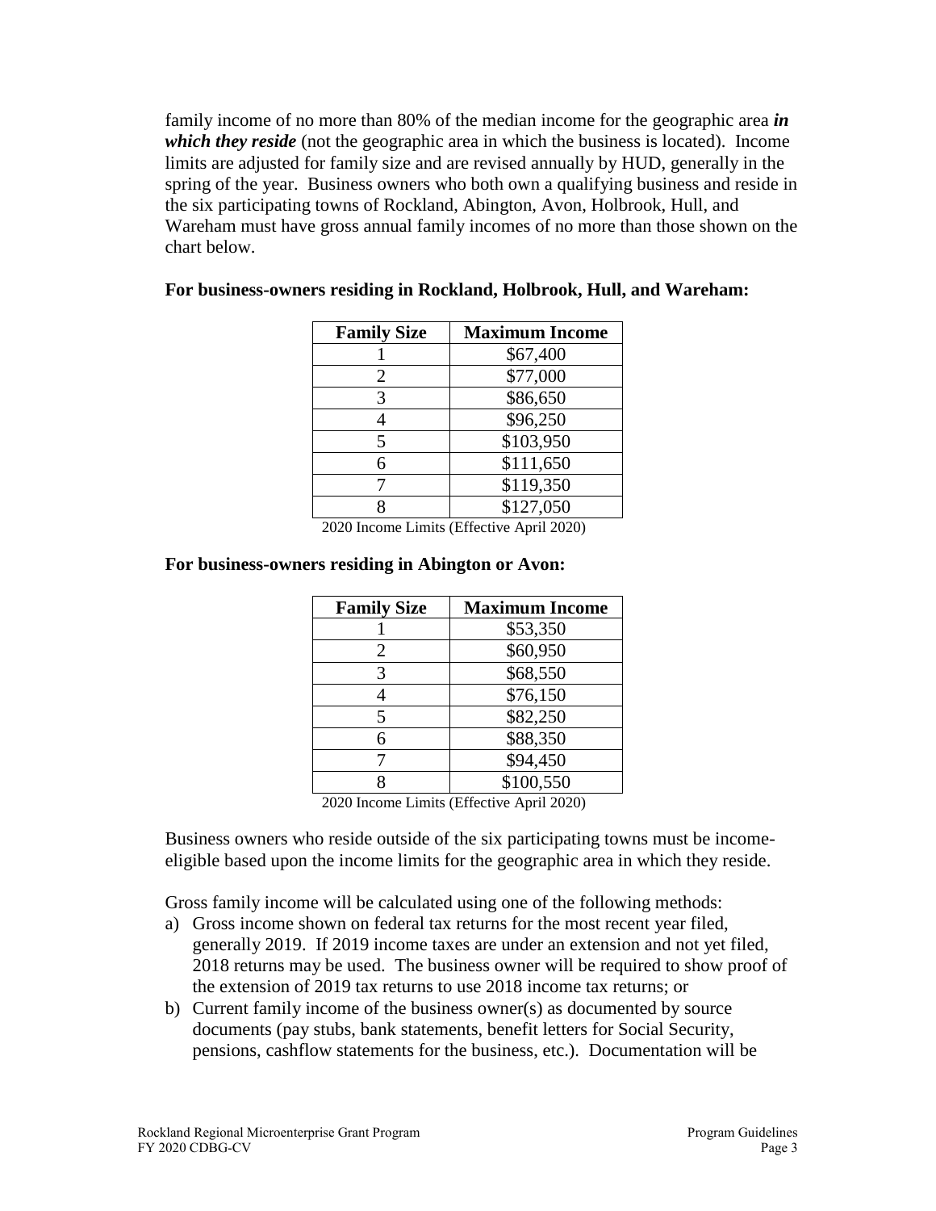family income of no more than 80% of the median income for the geographic area ***in which they reside*** (not the geographic area in which the business is located). Income limits are adjusted for family size and are revised annually by HUD, generally in the spring of the year. Business owners who both own a qualifying business and reside in the six participating towns of Rockland, Abington, Avon, Holbrook, Hull, and Wareham must have gross annual family incomes of no more than those shown on the chart below.

**For business-owners residing in Rockland, Holbrook, Hull, and Wareham:**

| Family Size | Maximum Income |
|---|---|
| 1 | $67,400 |
| 2 | $77,000 |
| 3 | $86,650 |
| 4 | $96,250 |
| 5 | $103,950 |
| 6 | $111,650 |
| 7 | $119,350 |
| 8 | $127,050 |

2020 Income Limits (Effective April 2020)

**For business-owners residing in Abington or Avon:**

| Family Size | Maximum Income |
|---|---|
| 1 | $53,350 |
| 2 | $60,950 |
| 3 | $68,550 |
| 4 | $76,150 |
| 5 | $82,250 |
| 6 | $88,350 |
| 7 | $94,450 |
| 8 | $100,550 |

2020 Income Limits (Effective April 2020)

Business owners who reside outside of the six participating towns must be income-eligible based upon the income limits for the geographic area in which they reside.

Gross family income will be calculated using one of the following methods:

a) Gross income shown on federal tax returns for the most recent year filed, generally 2019. If 2019 income taxes are under an extension and not yet filed, 2018 returns may be used. The business owner will be required to show proof of the extension of 2019 tax returns to use 2018 income tax returns; or
b) Current family income of the business owner(s) as documented by source documents (pay stubs, bank statements, benefit letters for Social Security, pensions, cashflow statements for the business, etc.). Documentation will be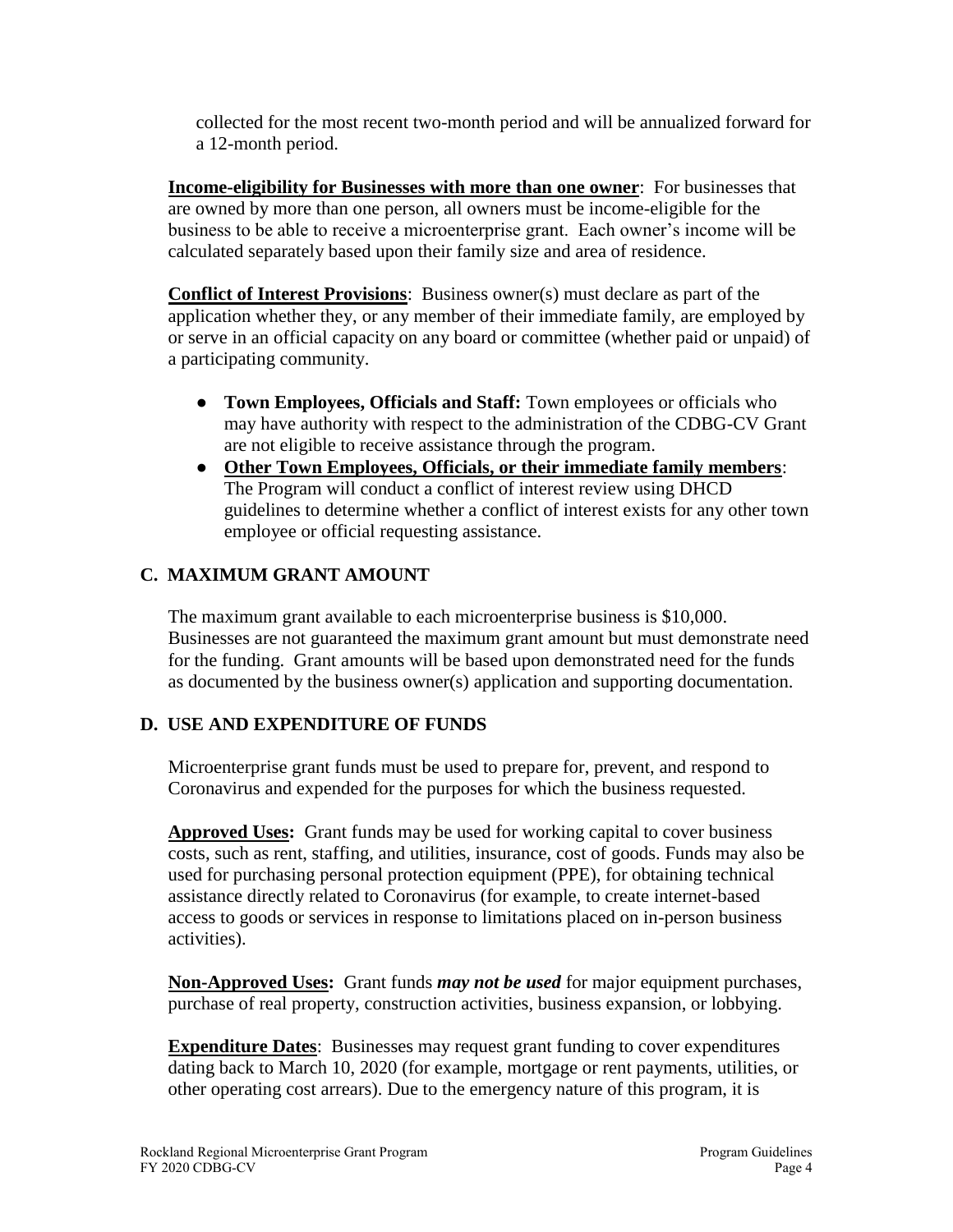collected for the most recent two-month period and will be annualized forward for a 12-month period.

**Income-eligibility for Businesses with more than one owner**: For businesses that are owned by more than one person, all owners must be income-eligible for the business to be able to receive a microenterprise grant. Each owner's income will be calculated separately based upon their family size and area of residence.

**Conflict of Interest Provisions**: Business owner(s) must declare as part of the application whether they, or any member of their immediate family, are employed by or serve in an official capacity on any board or committee (whether paid or unpaid) of a participating community.

- **Town Employees, Officials and Staff:** Town employees or officials who may have authority with respect to the administration of the CDBG-CV Grant are not eligible to receive assistance through the program.
- **Other Town Employees, Officials, or their immediate family members**: The Program will conduct a conflict of interest review using DHCD guidelines to determine whether a conflict of interest exists for any other town employee or official requesting assistance.

## C. MAXIMUM GRANT AMOUNT

The maximum grant available to each microenterprise business is $10,000. Businesses are not guaranteed the maximum grant amount but must demonstrate need for the funding. Grant amounts will be based upon demonstrated need for the funds as documented by the business owner(s) application and supporting documentation.

## D. USE AND EXPENDITURE OF FUNDS

Microenterprise grant funds must be used to prepare for, prevent, and respond to Coronavirus and expended for the purposes for which the business requested.

**Approved Uses:** Grant funds may be used for working capital to cover business costs, such as rent, staffing, and utilities, insurance, cost of goods. Funds may also be used for purchasing personal protection equipment (PPE), for obtaining technical assistance directly related to Coronavirus (for example, to create internet-based access to goods or services in response to limitations placed on in-person business activities).

**Non-Approved Uses:** Grant funds ***may not be used*** for major equipment purchases, purchase of real property, construction activities, business expansion, or lobbying.

**Expenditure Dates**: Businesses may request grant funding to cover expenditures dating back to March 10, 2020 (for example, mortgage or rent payments, utilities, or other operating cost arrears). Due to the emergency nature of this program, it is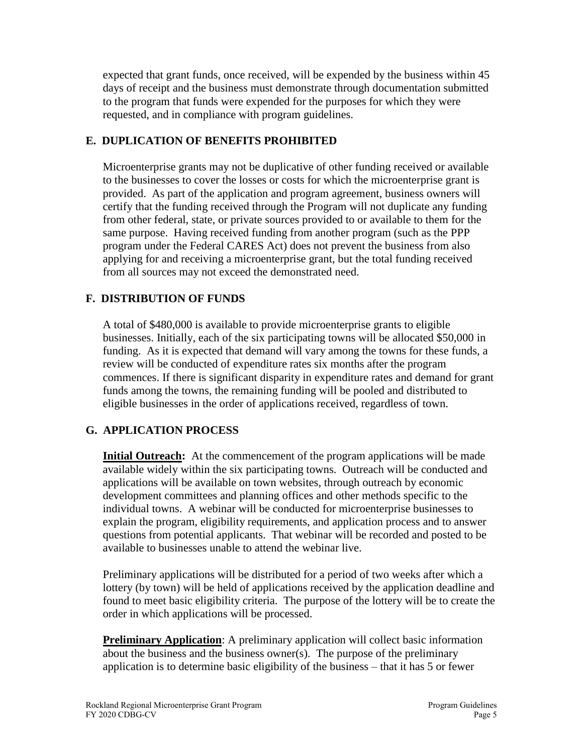expected that grant funds, once received, will be expended by the business within 45 days of receipt and the business must demonstrate through documentation submitted to the program that funds were expended for the purposes for which they were requested, and in compliance with program guidelines.

### E. DUPLICATION OF BENEFITS PROHIBITED

Microenterprise grants may not be duplicative of other funding received or available to the businesses to cover the losses or costs for which the microenterprise grant is provided. As part of the application and program agreement, business owners will certify that the funding received through the Program will not duplicate any funding from other federal, state, or private sources provided to or available to them for the same purpose. Having received funding from another program (such as the PPP program under the Federal CARES Act) does not prevent the business from also applying for and receiving a microenterprise grant, but the total funding received from all sources may not exceed the demonstrated need.

### F. DISTRIBUTION OF FUNDS

A total of $480,000 is available to provide microenterprise grants to eligible businesses. Initially, each of the six participating towns will be allocated $50,000 in funding. As it is expected that demand will vary among the towns for these funds, a review will be conducted of expenditure rates six months after the program commences. If there is significant disparity in expenditure rates and demand for grant funds among the towns, the remaining funding will be pooled and distributed to eligible businesses in the order of applications received, regardless of town.

### G. APPLICATION PROCESS

**Initial Outreach:** At the commencement of the program applications will be made available widely within the six participating towns. Outreach will be conducted and applications will be available on town websites, through outreach by economic development committees and planning offices and other methods specific to the individual towns. A webinar will be conducted for microenterprise businesses to explain the program, eligibility requirements, and application process and to answer questions from potential applicants. That webinar will be recorded and posted to be available to businesses unable to attend the webinar live.

Preliminary applications will be distributed for a period of two weeks after which a lottery (by town) will be held of applications received by the application deadline and found to meet basic eligibility criteria. The purpose of the lottery will be to create the order in which applications will be processed.

**Preliminary Application**: A preliminary application will collect basic information about the business and the business owner(s). The purpose of the preliminary application is to determine basic eligibility of the business – that it has 5 or fewer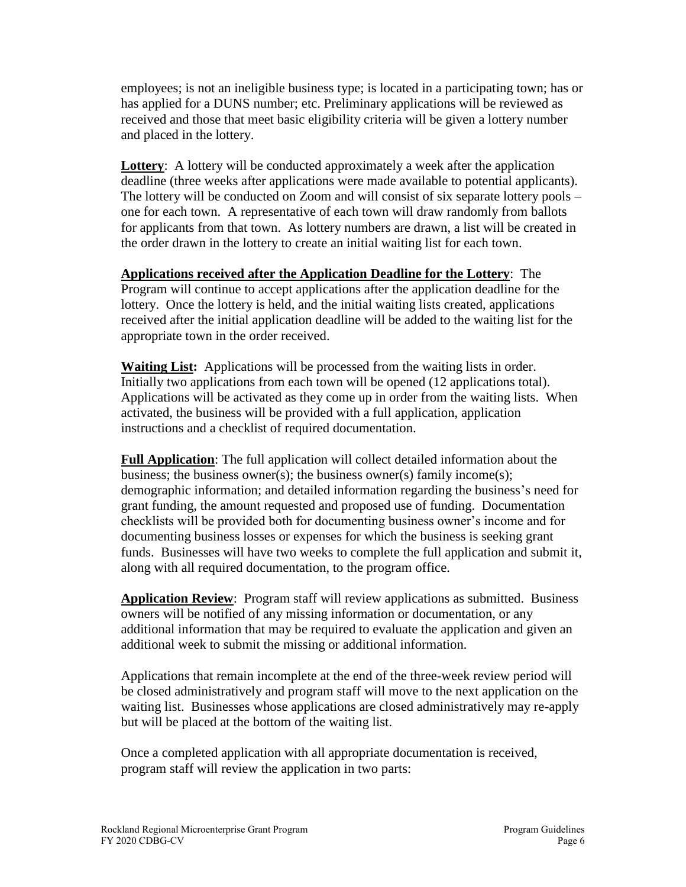employees; is not an ineligible business type; is located in a participating town; has or has applied for a DUNS number; etc. Preliminary applications will be reviewed as received and those that meet basic eligibility criteria will be given a lottery number and placed in the lottery.

**Lottery**: A lottery will be conducted approximately a week after the application deadline (three weeks after applications were made available to potential applicants). The lottery will be conducted on Zoom and will consist of six separate lottery pools – one for each town. A representative of each town will draw randomly from ballots for applicants from that town. As lottery numbers are drawn, a list will be created in the order drawn in the lottery to create an initial waiting list for each town.

**Applications received after the Application Deadline for the Lottery**: The Program will continue to accept applications after the application deadline for the lottery. Once the lottery is held, and the initial waiting lists created, applications received after the initial application deadline will be added to the waiting list for the appropriate town in the order received.

**Waiting List:** Applications will be processed from the waiting lists in order. Initially two applications from each town will be opened (12 applications total). Applications will be activated as they come up in order from the waiting lists. When activated, the business will be provided with a full application, application instructions and a checklist of required documentation.

**Full Application**: The full application will collect detailed information about the business; the business owner(s); the business owner(s) family income(s); demographic information; and detailed information regarding the business's need for grant funding, the amount requested and proposed use of funding. Documentation checklists will be provided both for documenting business owner's income and for documenting business losses or expenses for which the business is seeking grant funds. Businesses will have two weeks to complete the full application and submit it, along with all required documentation, to the program office.

**Application Review**: Program staff will review applications as submitted. Business owners will be notified of any missing information or documentation, or any additional information that may be required to evaluate the application and given an additional week to submit the missing or additional information.

Applications that remain incomplete at the end of the three-week review period will be closed administratively and program staff will move to the next application on the waiting list. Businesses whose applications are closed administratively may re-apply but will be placed at the bottom of the waiting list.

Once a completed application with all appropriate documentation is received, program staff will review the application in two parts: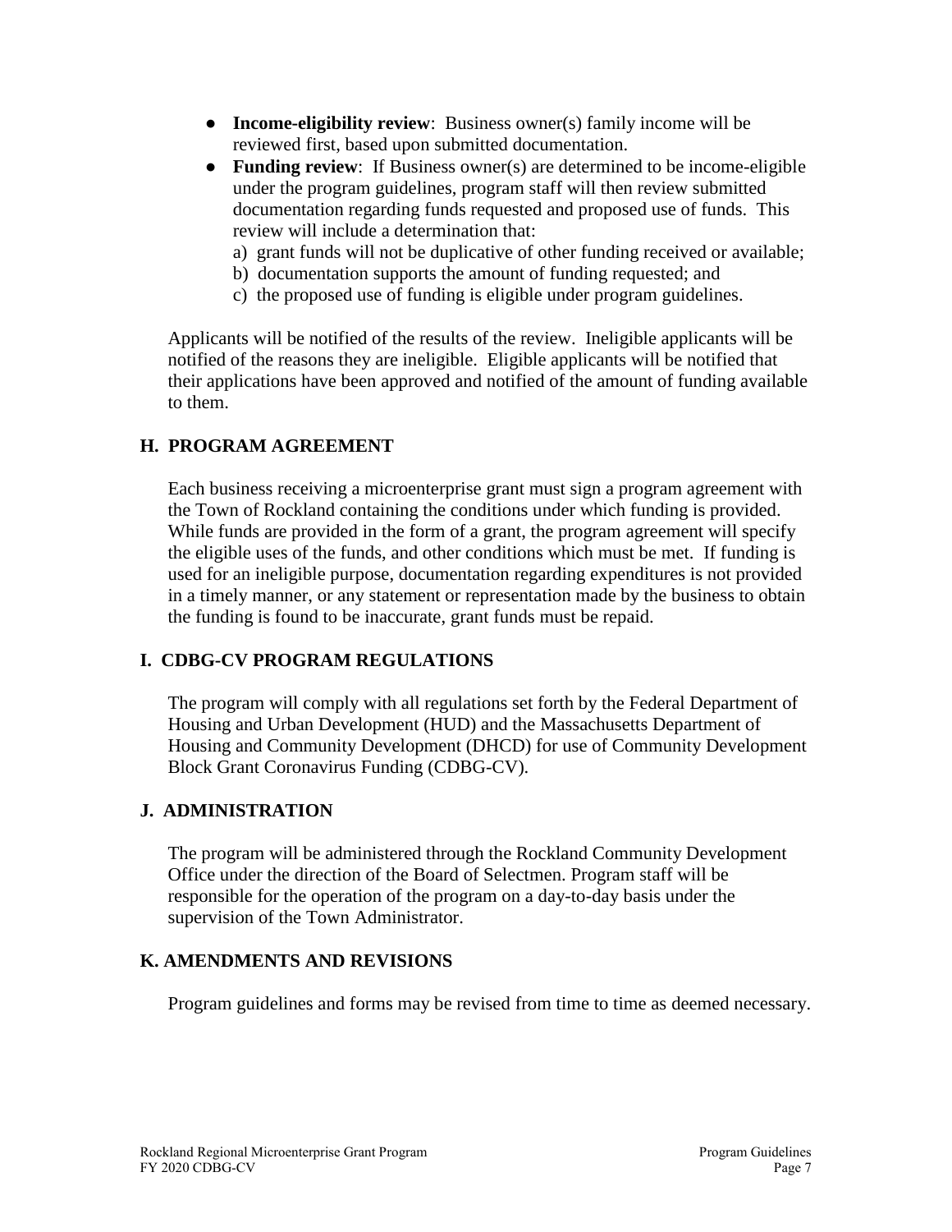- **Income-eligibility review**: Business owner(s) family income will be reviewed first, based upon submitted documentation.
- **Funding review**: If Business owner(s) are determined to be income-eligible under the program guidelines, program staff will then review submitted documentation regarding funds requested and proposed use of funds. This review will include a determination that:
  - a) grant funds will not be duplicative of other funding received or available;
  - b) documentation supports the amount of funding requested; and
  - c) the proposed use of funding is eligible under program guidelines.

Applicants will be notified of the results of the review. Ineligible applicants will be notified of the reasons they are ineligible. Eligible applicants will be notified that their applications have been approved and notified of the amount of funding available to them.

## H. PROGRAM AGREEMENT

Each business receiving a microenterprise grant must sign a program agreement with the Town of Rockland containing the conditions under which funding is provided. While funds are provided in the form of a grant, the program agreement will specify the eligible uses of the funds, and other conditions which must be met. If funding is used for an ineligible purpose, documentation regarding expenditures is not provided in a timely manner, or any statement or representation made by the business to obtain the funding is found to be inaccurate, grant funds must be repaid.

## I. CDBG-CV PROGRAM REGULATIONS

The program will comply with all regulations set forth by the Federal Department of Housing and Urban Development (HUD) and the Massachusetts Department of Housing and Community Development (DHCD) for use of Community Development Block Grant Coronavirus Funding (CDBG-CV).

## J. ADMINISTRATION

The program will be administered through the Rockland Community Development Office under the direction of the Board of Selectmen. Program staff will be responsible for the operation of the program on a day-to-day basis under the supervision of the Town Administrator.

## K. AMENDMENTS AND REVISIONS

Program guidelines and forms may be revised from time to time as deemed necessary.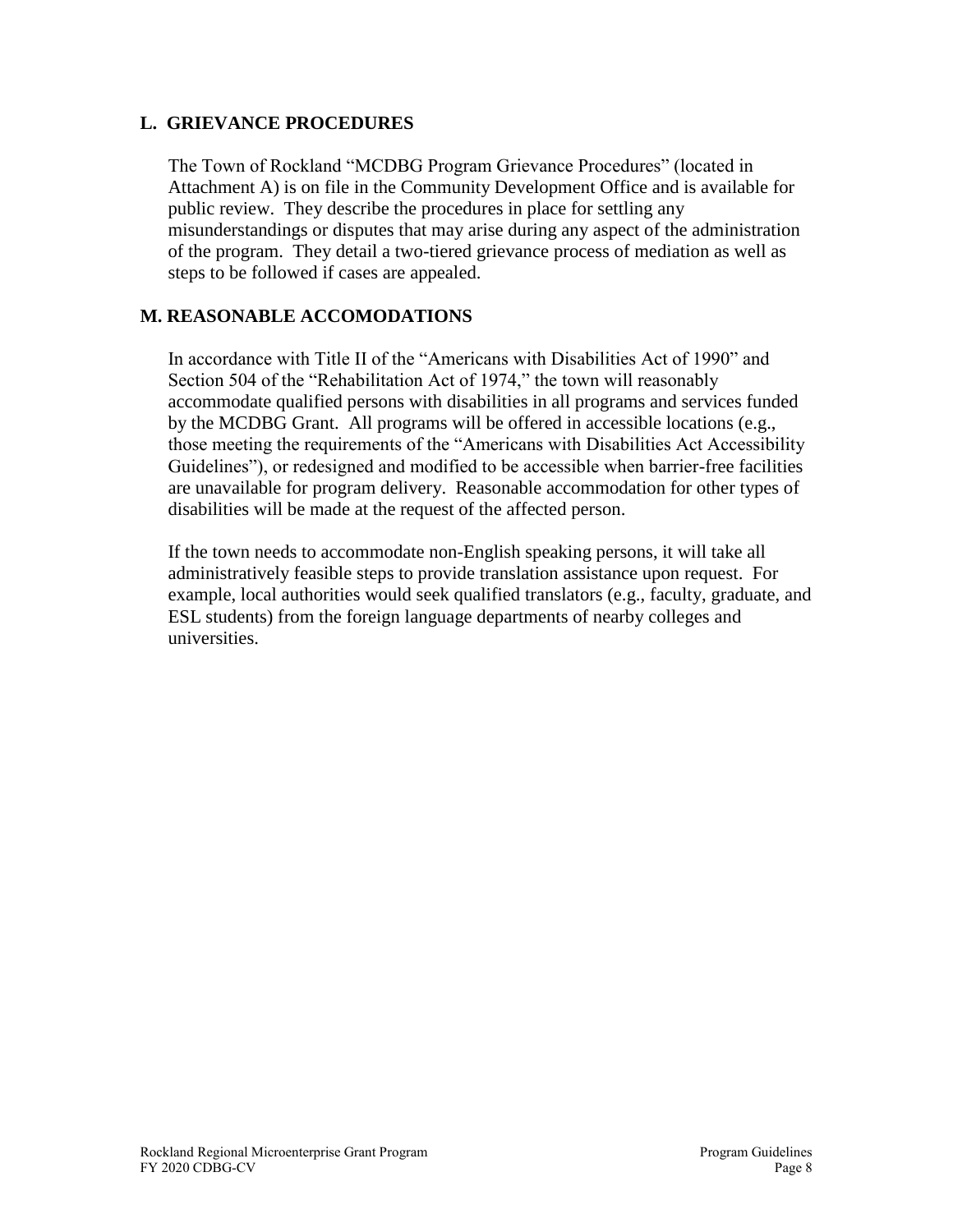## L. GRIEVANCE PROCEDURES

The Town of Rockland "MCDBG Program Grievance Procedures" (located in Attachment A) is on file in the Community Development Office and is available for public review. They describe the procedures in place for settling any misunderstandings or disputes that may arise during any aspect of the administration of the program. They detail a two-tiered grievance process of mediation as well as steps to be followed if cases are appealed.

## M. REASONABLE ACCOMODATIONS

In accordance with Title II of the "Americans with Disabilities Act of 1990" and Section 504 of the "Rehabilitation Act of 1974," the town will reasonably accommodate qualified persons with disabilities in all programs and services funded by the MCDBG Grant. All programs will be offered in accessible locations (e.g., those meeting the requirements of the "Americans with Disabilities Act Accessibility Guidelines"), or redesigned and modified to be accessible when barrier-free facilities are unavailable for program delivery. Reasonable accommodation for other types of disabilities will be made at the request of the affected person.

If the town needs to accommodate non-English speaking persons, it will take all administratively feasible steps to provide translation assistance upon request. For example, local authorities would seek qualified translators (e.g., faculty, graduate, and ESL students) from the foreign language departments of nearby colleges and universities.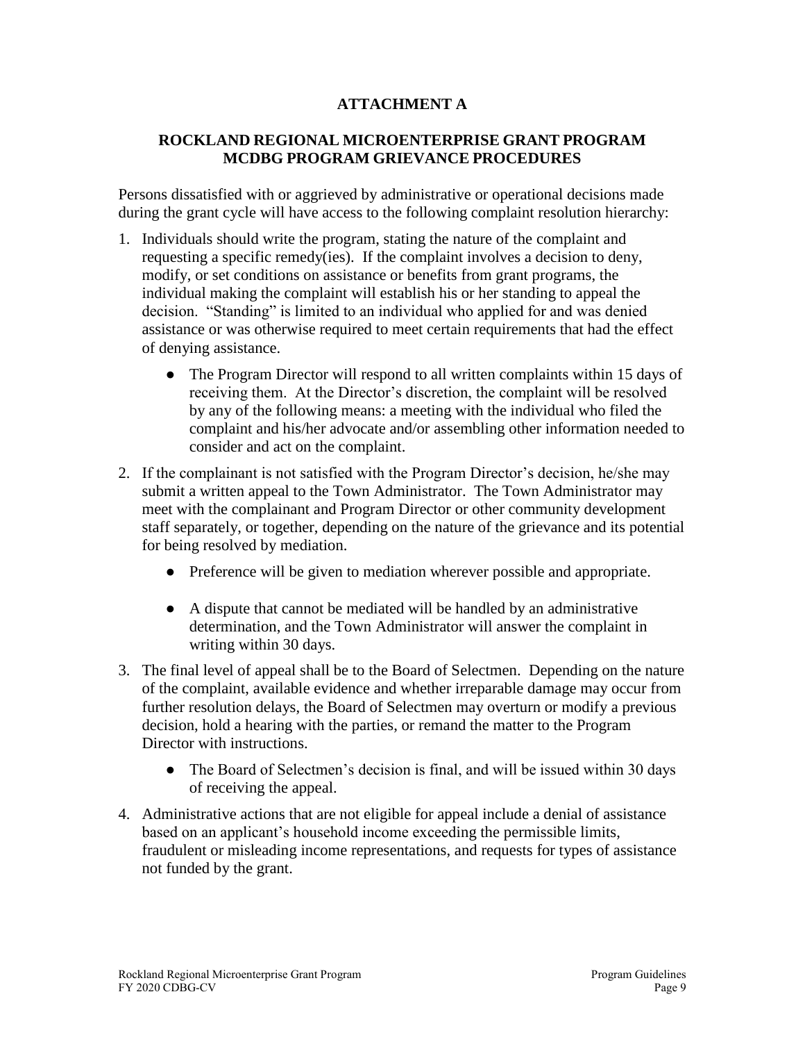# ATTACHMENT A

## ROCKLAND REGIONAL MICROENTERPRISE GRANT PROGRAM
## MCDBG PROGRAM GRIEVANCE PROCEDURES

Persons dissatisfied with or aggrieved by administrative or operational decisions made during the grant cycle will have access to the following complaint resolution hierarchy:

1. Individuals should write the program, stating the nature of the complaint and requesting a specific remedy(ies). If the complaint involves a decision to deny, modify, or set conditions on assistance or benefits from grant programs, the individual making the complaint will establish his or her standing to appeal the decision. "Standing" is limited to an individual who applied for and was denied assistance or was otherwise required to meet certain requirements that had the effect of denying assistance.
   - The Program Director will respond to all written complaints within 15 days of receiving them. At the Director's discretion, the complaint will be resolved by any of the following means: a meeting with the individual who filed the complaint and his/her advocate and/or assembling other information needed to consider and act on the complaint.
2. If the complainant is not satisfied with the Program Director's decision, he/she may submit a written appeal to the Town Administrator. The Town Administrator may meet with the complainant and Program Director or other community development staff separately, or together, depending on the nature of the grievance and its potential for being resolved by mediation.
   - Preference will be given to mediation wherever possible and appropriate.
   - A dispute that cannot be mediated will be handled by an administrative determination, and the Town Administrator will answer the complaint in writing within 30 days.
3. The final level of appeal shall be to the Board of Selectmen. Depending on the nature of the complaint, available evidence and whether irreparable damage may occur from further resolution delays, the Board of Selectmen may overturn or modify a previous decision, hold a hearing with the parties, or remand the matter to the Program Director with instructions.
   - The Board of Selectmen's decision is final, and will be issued within 30 days of receiving the appeal.
4. Administrative actions that are not eligible for appeal include a denial of assistance based on an applicant's household income exceeding the permissible limits, fraudulent or misleading income representations, and requests for types of assistance not funded by the grant.